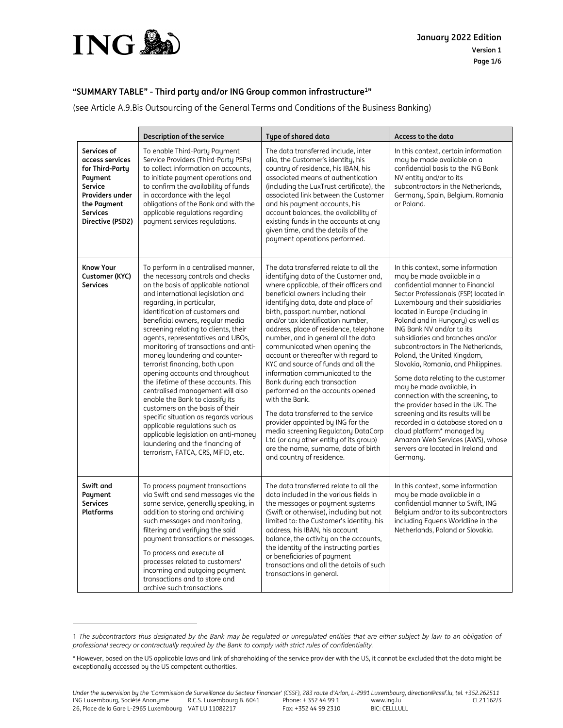## "SUMMARY TABLE" - Third party and/or ING Group common infrastructure[1]"

(see Article A.9.Bis Outsourcing of the General Terms and Conditions of the Business Banking)

| | Description of the service | Type of shared data | Access to the data |
|---|---|---|---|
| **Services of access services for Third-Party Payment Service Providers under the Payment Services Directive (PSD2)** | To enable Third-Party Payment Service Providers (Third-Party PSPs) to collect information on accounts, to initiate payment operations and to confirm the availability of funds in accordance with the legal obligations of the Bank and with the applicable regulations regarding payment services regulations. | The data transferred include, inter alia, the Customer's identity, his country of residence, his IBAN, his associated means of authentication (including the LuxTrust certificate), the associated link between the Customer and his payment accounts, his account balances, the availability of existing funds in the accounts at any given time, and the details of the payment operations performed. | In this context, certain information may be made available on a confidential basis to the ING Bank NV entity and/or to its subcontractors in the Netherlands, Germany, Spain, Belgium, Romania or Poland. |
| **Know Your Customer (KYC) Services** | To perform in a centralised manner, the necessary controls and checks on the basis of applicable national and international legislation and regarding, in particular, identification of customers and beneficial owners, regular media screening relating to clients, their agents, representatives and UBOs, monitoring of transactions and anti-money laundering and counter-terrorist financing, both upon opening accounts and throughout the lifetime of these accounts. This centralised management will also enable the Bank to classify its customers on the basis of their specific situation as regards various applicable regulations such as applicable legislation on anti-money laundering and the financing of terrorism, FATCA, CRS, MiFID, etc. | The data transferred relate to all the identifying data of the Customer and, where applicable, of their officers and beneficial owners including their identifying data, date and place of birth, passport number, national and/or tax identification number, address, place of residence, telephone number, and in general all the data communicated when opening the account or thereafter with regard to KYC and source of funds and all the information communicated to the Bank during each transaction performed on the accounts opened with the Bank.<br><br>The data transferred to the service provider appointed by ING for the media screening Regulatory DataCorp Ltd (or any other entity of its group) are the name, surname, date of birth and country of residence. | In this context, some information may be made available in a confidential manner to Financial Sector Professionals (FSP) located in Luxembourg and their subsidiaries located in Europe (including in Poland and in Hungary) as well as ING Bank NV and/or to its subsidiaries and branches and/or subcontractors in The Netherlands, Poland, the United Kingdom, Slovakia, Romania, and Philippines.<br><br>Some data relating to the customer may be made available, in connection with the screening, to the provider based in the UK. The screening and its results will be recorded in a database stored on a cloud platform* managed by Amazon Web Services (AWS), whose servers are located in Ireland and Germany. |
| **Swift and Payment Services Platforms** | To process payment transactions via Swift and send messages via the same service, generally speaking, in addition to storing and archiving such messages and monitoring, filtering and verifying the said payment transactions or messages.<br><br>To process and execute all processes related to customers' incoming and outgoing payment transactions and to store and archive such transactions. | The data transferred relate to all the data included in the various fields in the messages or payment systems (Swift or otherwise), including but not limited to: the Customer's identity, his address, his IBAN, his account balance, the activity on the accounts, the identity of the instructing parties or beneficiaries of payment transactions and all the details of such transactions in general. | In this context, some information may be made available in a confidential manner to Swift, ING Belgium and/or to its subcontractors including Equens Worldline in the Netherlands, Poland or Slovakia. |

1 *The subcontractors thus designated by the Bank may be regulated or unregulated entities that are either subject by law to an obligation of professional secrecy or contractually required by the Bank to comply with strict rules of confidentiality.*

\* However, based on the US applicable laws and link of shareholding of the service provider with the US, it cannot be excluded that the data might be exceptionally accessed by the US competent authorities.

*Under the supervision by the 'Commission de Surveillance du Secteur Financier' (CSSF), 283 route d'Arlon, L-2991 Luxembourg, direction@cssf.lu, tel. +352.262511*
ING Luxembourg, Société Anonyme R.C.S. Luxembourg B. 6041 Phone: + 352 44 99 1 www.ing.lu CL21162/3
26, Place de la Gare L-2965 Luxembourg VAT LU 11082217 Fax: +352 44 99 2310 BIC: CELLLULL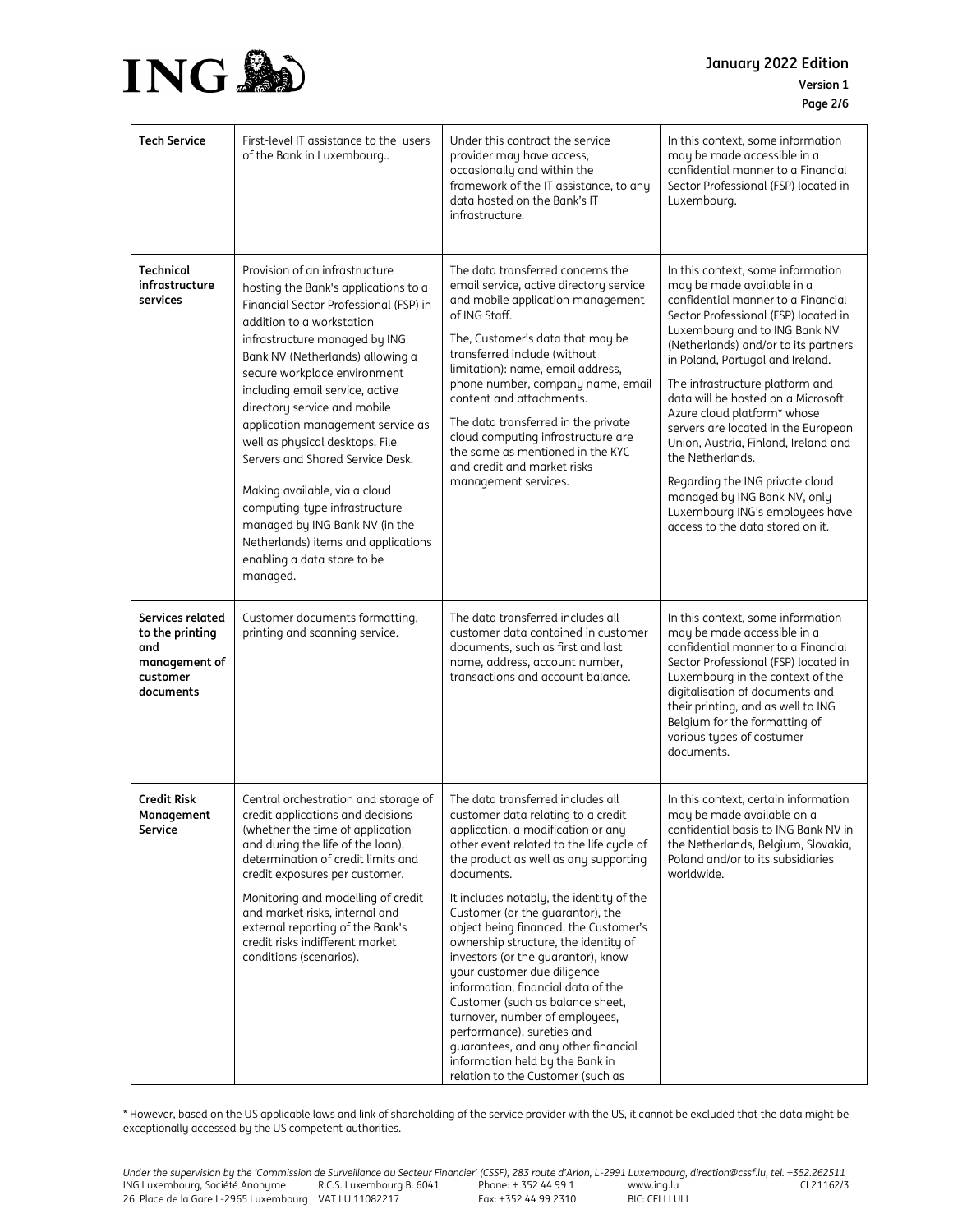| | | | |
|---|---|---|---|
| **Tech Service** | First-level IT assistance to the users of the Bank in Luxembourg.. | Under this contract the service provider may have access, occasionally and within the framework of the IT assistance, to any data hosted on the Bank's IT infrastructure. | In this context, some information may be made accessible in a confidential manner to a Financial Sector Professional (FSP) located in Luxembourg. |
| **Technical infrastructure services** | Provision of an infrastructure hosting the Bank's applications to a Financial Sector Professional (FSP) in addition to a workstation infrastructure managed by ING Bank NV (Netherlands) allowing a secure workplace environment including email service, active directory service and mobile application management service as well as physical desktops, File Servers and Shared Service Desk.<br><br>Making available, via a cloud computing-type infrastructure managed by ING Bank NV (in the Netherlands) items and applications enabling a data store to be managed. | The data transferred concerns the email service, active directory service and mobile application management of ING Staff.<br><br>The, Customer's data that may be transferred include (without limitation): name, email address, phone number, company name, email content and attachments.<br><br>The data transferred in the private cloud computing infrastructure are the same as mentioned in the KYC and credit and market risks management services. | In this context, some information may be made available in a confidential manner to a Financial Sector Professional (FSP) located in Luxembourg and to ING Bank NV (Netherlands) and/or to its partners in Poland, Portugal and Ireland.<br><br>The infrastructure platform and data will be hosted on a Microsoft Azure cloud platform* whose servers are located in the European Union, Austria, Finland, Ireland and the Netherlands.<br><br>Regarding the ING private cloud managed by ING Bank NV, only Luxembourg ING's employees have access to the data stored on it. |
| **Services related to the printing and management of customer documents** | Customer documents formatting, printing and scanning service. | The data transferred includes all customer data contained in customer documents, such as first and last name, address, account number, transactions and account balance. | In this context, some information may be made accessible in a confidential manner to a Financial Sector Professional (FSP) located in Luxembourg in the context of the digitalisation of documents and their printing, and as well to ING Belgium for the formatting of various types of costumer documents. |
| **Credit Risk Management Service** | Central orchestration and storage of credit applications and decisions (whether the time of application and during the life of the loan), determination of credit limits and credit exposures per customer.<br><br>Monitoring and modelling of credit and market risks, internal and external reporting of the Bank's credit risks indifferent market conditions (scenarios). | The data transferred includes all customer data relating to a credit application, a modification or any other event related to the life cycle of the product as well as any supporting documents.<br><br>It includes notably, the identity of the Customer (or the guarantor), the object being financed, the Customer's ownership structure, the identity of investors (or the guarantor), know your customer due diligence information, financial data of the Customer (such as balance sheet, turnover, number of employees, performance), sureties and guarantees, and any other financial information held by the Bank in relation to the Customer (such as | In this context, certain information may be made available on a confidential basis to ING Bank NV in the Netherlands, Belgium, Slovakia, Poland and/or to its subsidiaries worldwide. |

* However, based on the US applicable laws and link of shareholding of the service provider with the US, it cannot be excluded that the data might be exceptionally accessed by the US competent authorities.

*Under the supervision by the 'Commission de Surveillance du Secteur Financier' (CSSF), 283 route d'Arlon, L-2991 Luxembourg, direction@cssf.lu, tel. +352.262511*
ING Luxembourg, Société Anonyme R.C.S. Luxembourg B. 6041 Phone: + 352 44 99 1 www.ing.lu CL21162/3
26, Place de la Gare L-2965 Luxembourg VAT LU 11082217 Fax: +352 44 99 2310 BIC: CELLLULL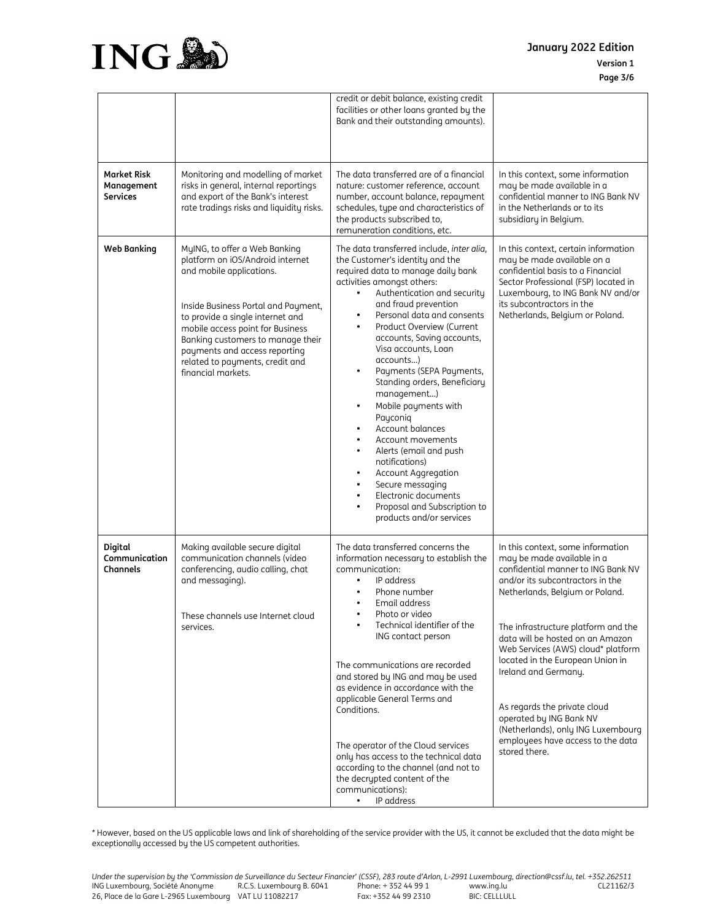| | | | |
|---|---|---|---|
| | | credit or debit balance, existing credit facilities or other loans granted by the Bank and their outstanding amounts). | |
| **Market Risk Management Services** | Monitoring and modelling of market risks in general, internal reportings and export of the Bank's interest rate tradings risks and liquidity risks. | The data transferred are of a financial nature: customer reference, account number, account balance, repayment schedules, type and characteristics of the products subscribed to, remuneration conditions, etc. | In this context, some information may be made available in a confidential manner to ING Bank NV in the Netherlands or to its subsidiary in Belgium. |
| **Web Banking** | MyING, to offer a Web Banking platform on iOS/Android internet and mobile applications.<br><br>Inside Business Portal and Payment, to provide a single internet and mobile access point for Business Banking customers to manage their payments and access reporting related to payments, credit and financial markets. | The data transferred include, *inter alia*, the Customer's identity and the required data to manage daily bank activities amongst others:<br>• Authentication and security and fraud prevention<br>• Personal data and consents<br>• Product Overview (Current accounts, Saving accounts, Visa accounts, Loan accounts…)<br>• Payments (SEPA Payments, Standing orders, Beneficiary management…)<br>• Mobile payments with Payconiq<br>• Account balances<br>• Account movements<br>• Alerts (email and push notifications)<br>• Account Aggregation<br>• Secure messaging<br>• Electronic documents<br>• Proposal and Subscription to products and/or services | In this context, certain information may be made available on a confidential basis to a Financial Sector Professional (FSP) located in Luxembourg, to ING Bank NV and/or its subcontractors in the Netherlands, Belgium or Poland. |
| **Digital Communication Channels** | Making available secure digital communication channels (video conferencing, audio calling, chat and messaging).<br><br>These channels use Internet cloud services. | The data transferred concerns the information necessary to establish the communication:<br>• IP address<br>• Phone number<br>• Email address<br>• Photo or video<br>• Technical identifier of the ING contact person<br><br>The communications are recorded and stored by ING and may be used as evidence in accordance with the applicable General Terms and Conditions.<br><br>The operator of the Cloud services only has access to the technical data according to the channel (and not to the decrypted content of the communications):<br>• IP address | In this context, some information may be made available in a confidential manner to ING Bank NV and/or its subcontractors in the Netherlands, Belgium or Poland.<br><br>The infrastructure platform and the data will be hosted on an Amazon Web Services (AWS) cloud* platform located in the European Union in Ireland and Germany.<br><br>As regards the private cloud operated by ING Bank NV (Netherlands), only ING Luxembourg employees have access to the data stored there. |

* However, based on the US applicable laws and link of shareholding of the service provider with the US, it cannot be excluded that the data might be exceptionally accessed by the US competent authorities.

*Under the supervision by the 'Commission de Surveillance du Secteur Financier' (CSSF), 283 route d'Arlon, L-2991 Luxembourg, direction@cssf.lu, tel. +352.262511*

ING Luxembourg, Société Anonyme R.C.S. Luxembourg B. 6041 Phone: + 352 44 99 1 www.ing.lu CL21162/3
26, Place de la Gare L-2965 Luxembourg VAT LU 11082217 Fax: +352 44 99 2310 BIC: CELLLULL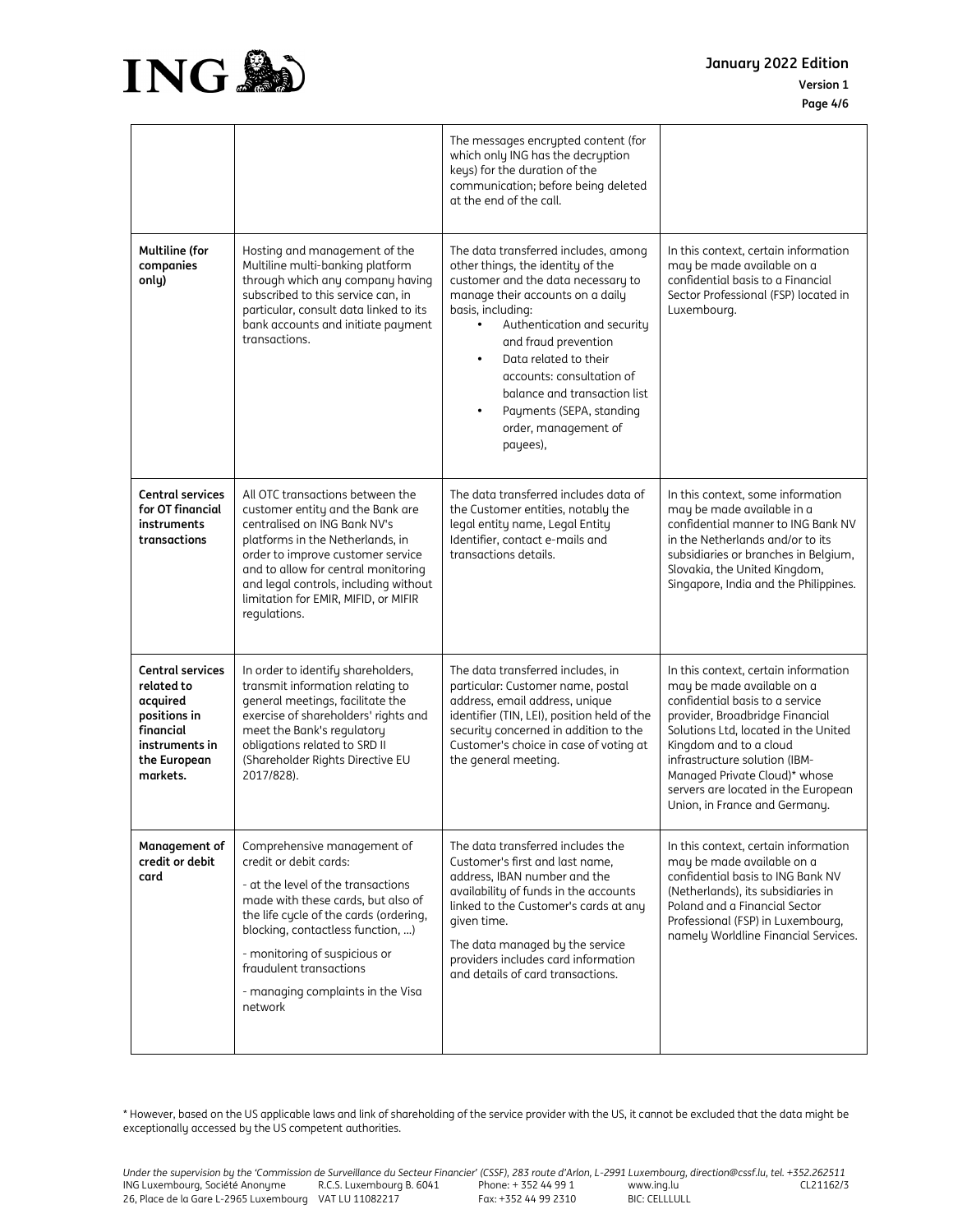| | | | |
|---|---|---|---|
| | | The messages encrypted content (for which only ING has the decryption keys) for the duration of the communication; before being deleted at the end of the call. | |
| **Multiline (for companies only)** | Hosting and management of the Multiline multi-banking platform through which any company having subscribed to this service can, in particular, consult data linked to its bank accounts and initiate payment transactions. | The data transferred includes, among other things, the identity of the customer and the data necessary to manage their accounts on a daily basis, including: <br>• Authentication and security and fraud prevention <br>• Data related to their accounts: consultation of balance and transaction list <br>• Payments (SEPA, standing order, management of payees), | In this context, certain information may be made available on a confidential basis to a Financial Sector Professional (FSP) located in Luxembourg. |
| **Central services for OT financial instruments transactions** | All OTC transactions between the customer entity and the Bank are centralised on ING Bank NV's platforms in the Netherlands, in order to improve customer service and to allow for central monitoring and legal controls, including without limitation for EMIR, MIFID, or MIFIR regulations. | The data transferred includes data of the Customer entities, notably the legal entity name, Legal Entity Identifier, contact e-mails and transactions details. | In this context, some information may be made available in a confidential manner to ING Bank NV in the Netherlands and/or to its subsidiaries or branches in Belgium, Slovakia, the United Kingdom, Singapore, India and the Philippines. |
| **Central services related to acquired positions in financial instruments in the European markets.** | In order to identify shareholders, transmit information relating to general meetings, facilitate the exercise of shareholders' rights and meet the Bank's regulatory obligations related to SRD II (Shareholder Rights Directive EU 2017/828). | The data transferred includes, in particular: Customer name, postal address, email address, unique identifier (TIN, LEI), position held of the security concerned in addition to the Customer's choice in case of voting at the general meeting. | In this context, certain information may be made available on a confidential basis to a service provider, Broadbridge Financial Solutions Ltd, located in the United Kingdom and to a cloud infrastructure solution (IBM-Managed Private Cloud)* whose servers are located in the European Union, in France and Germany. |
| **Management of credit or debit card** | Comprehensive management of credit or debit cards: <br>- at the level of the transactions made with these cards, but also of the life cycle of the cards (ordering, blocking, contactless function, ...) <br>- monitoring of suspicious or fraudulent transactions <br>- managing complaints in the Visa network | The data transferred includes the Customer's first and last name, address, IBAN number and the availability of funds in the accounts linked to the Customer's cards at any given time. <br>The data managed by the service providers includes card information and details of card transactions. | In this context, certain information may be made available on a confidential basis to ING Bank NV (Netherlands), its subsidiaries in Poland and a Financial Sector Professional (FSP) in Luxembourg, namely Worldline Financial Services. |

* However, based on the US applicable laws and link of shareholding of the service provider with the US, it cannot be excluded that the data might be exceptionally accessed by the US competent authorities.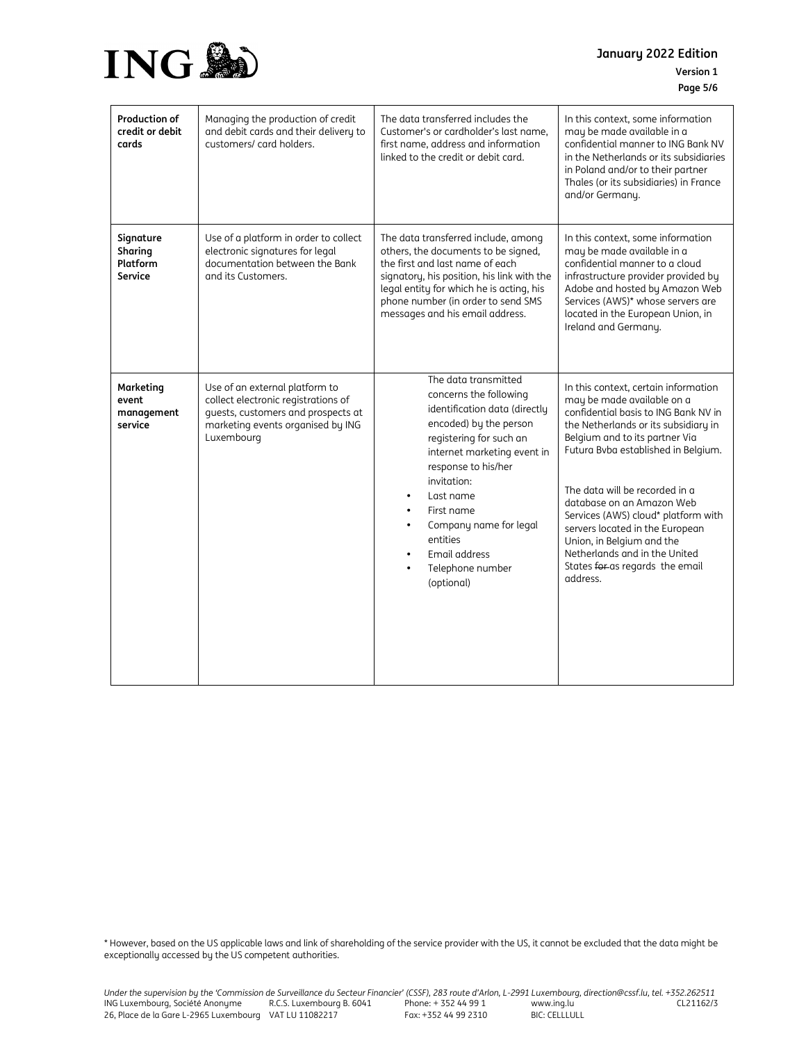| **Production of credit or debit cards** | Managing the production of credit and debit cards and their delivery to customers/ card holders. | The data transferred includes the Customer's or cardholder's last name, first name, address and information linked to the credit or debit card. | In this context, some information may be made available in a confidential manner to ING Bank NV in the Netherlands or its subsidiaries in Poland and/or to their partner Thales (or its subsidiaries) in France and/or Germany. |
|---|---|---|---|
| **Signature Sharing Platform Service** | Use of a platform in order to collect electronic signatures for legal documentation between the Bank and its Customers. | The data transferred include, among others, the documents to be signed, the first and last name of each signatory, his position, his link with the legal entity for which he is acting, his phone number (in order to send SMS messages and his email address. | In this context, some information may be made available in a confidential manner to a cloud infrastructure provider provided by Adobe and hosted by Amazon Web Services (AWS)* whose servers are located in the European Union, in Ireland and Germany. |
| **Marketing event management service** | Use of an external platform to collect electronic registrations of guests, customers and prospects at marketing events organised by ING Luxembourg | The data transmitted concerns the following identification data (directly encoded) by the person registering for such an internet marketing event in response to his/her invitation:<br>• Last name<br>• First name<br>• Company name for legal entities<br>• Email address<br>• Telephone number (optional) | In this context, certain information may be made available on a confidential basis to ING Bank NV in the Netherlands or its subsidiary in Belgium and to its partner Via Futura Bvba established in Belgium.<br><br>The data will be recorded in a database on an Amazon Web Services (AWS) cloud* platform with servers located in the European Union, in Belgium and the Netherlands and in the United States ~~for~~ as regards the email address. |

* However, based on the US applicable laws and link of shareholding of the service provider with the US, it cannot be excluded that the data might be exceptionally accessed by the US competent authorities.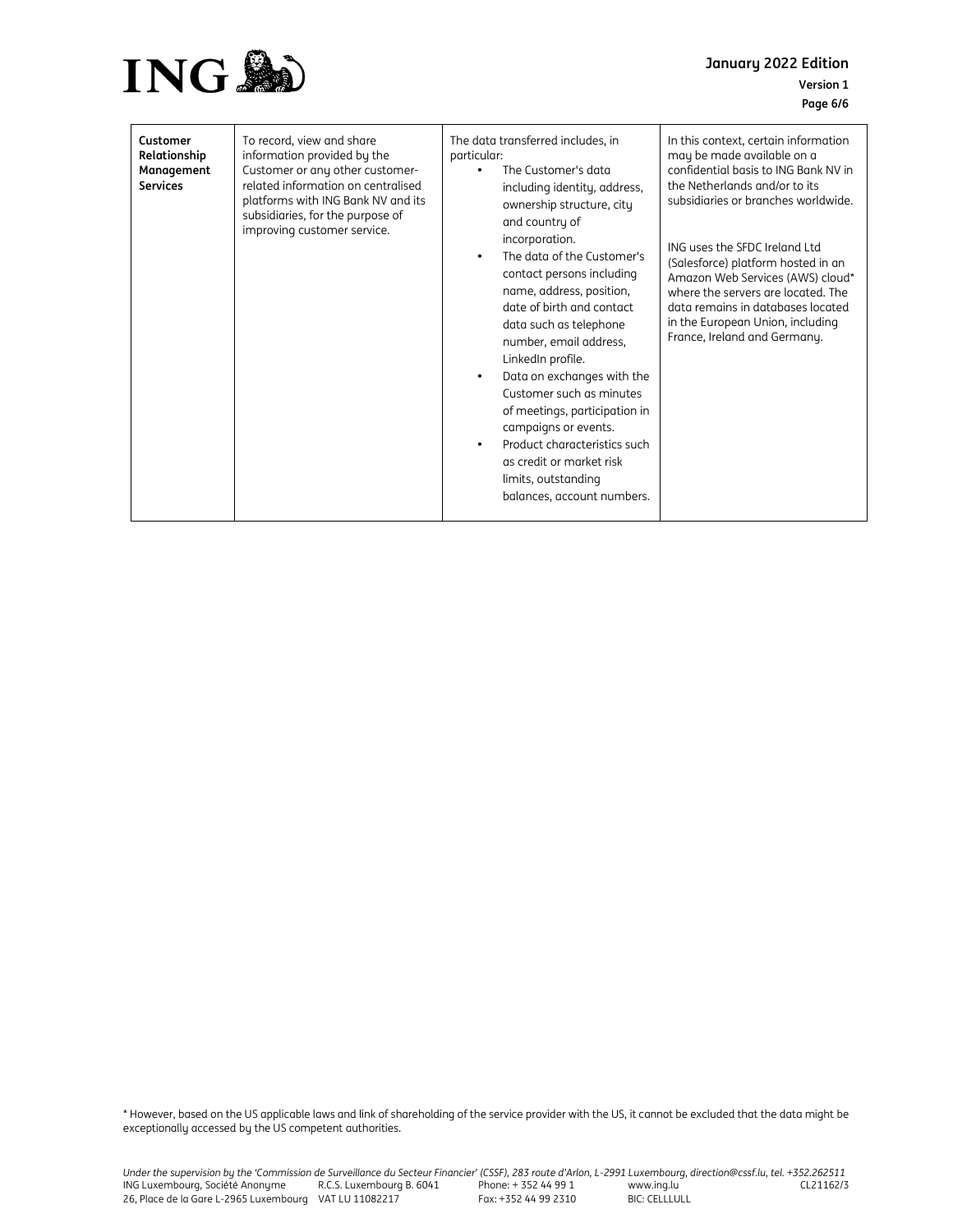| | | | |
|---|---|---|---|
| **Customer Relationship Management Services** | To record, view and share information provided by the Customer or any other customer-related information on centralised platforms with ING Bank NV and its subsidiaries, for the purpose of improving customer service. | The data transferred includes, in particular:<br>• The Customer's data including identity, address, ownership structure, city and country of incorporation.<br>• The data of the Customer's contact persons including name, address, position, date of birth and contact data such as telephone number, email address, LinkedIn profile.<br>• Data on exchanges with the Customer such as minutes of meetings, participation in campaigns or events.<br>• Product characteristics such as credit or market risk limits, outstanding balances, account numbers. | In this context, certain information may be made available on a confidential basis to ING Bank NV in the Netherlands and/or to its subsidiaries or branches worldwide.<br><br>ING uses the SFDC Ireland Ltd (Salesforce) platform hosted in an Amazon Web Services (AWS) cloud* where the servers are located. The data remains in databases located in the European Union, including France, Ireland and Germany. |

\* However, based on the US applicable laws and link of shareholding of the service provider with the US, it cannot be excluded that the data might be exceptionally accessed by the US competent authorities.

*Under the supervision by the 'Commission de Surveillance du Secteur Financier' (CSSF), 283 route d'Arlon, L-2991 Luxembourg, direction@cssf.lu, tel. +352.262511*
ING Luxembourg, Société Anonyme R.C.S. Luxembourg B. 6041 Phone: + 352 44 99 1 www.ing.lu CL21162/3
26, Place de la Gare L-2965 Luxembourg VAT LU 11082217 Fax: +352 44 99 2310 BIC: CELLLULL